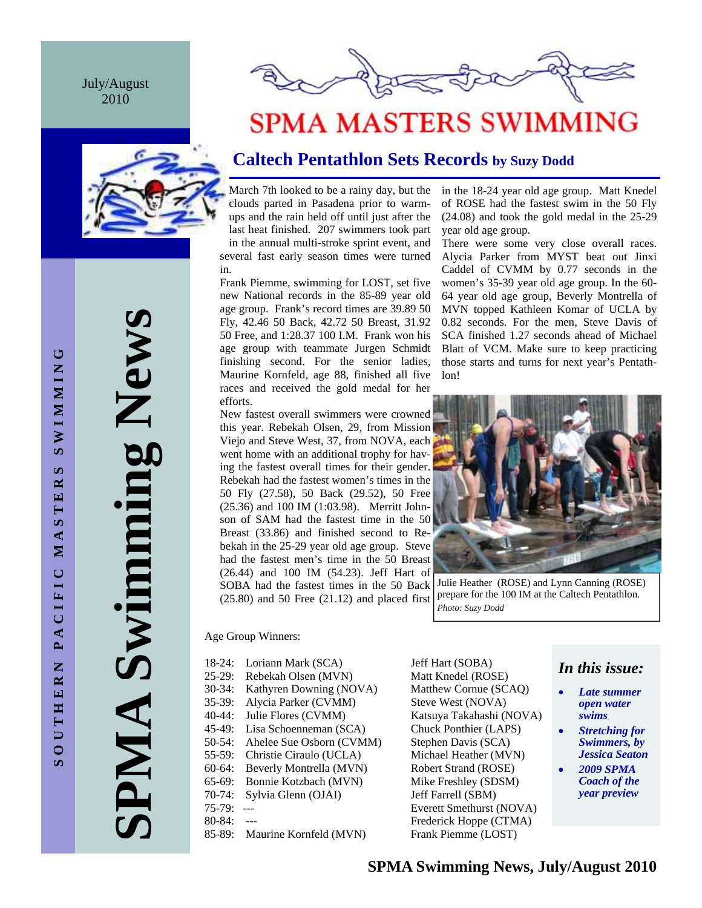July/August 2010

SPMA Swimming News

SOUTHERN PACIFIC MASTERS SWIMMING

# SPMA MASTERS SWIMMING

## Caltech Pentathlon Sets Records by Suzy Dodd

March 7th looked to be a rainy day, but the clouds parted in Pasadena prior to warm-ups and the rain held off until just after the last heat finished. 207 swimmers took part in the annual multi-stroke sprint event, and several fast early season times were turned in.

Frank Piemme, swimming for LOST, set five new National records in the 85-89 year old age group. Frank's record times are 39.89 50 Fly, 42.46 50 Back, 42.72 50 Breast, 31.92 50 Free, and 1:28.37 100 I.M. Frank won his age group with teammate Jurgen Schmidt finishing second. For the senior ladies, Maurine Kornfeld, age 88, finished all five races and received the gold medal for her efforts.

New fastest overall swimmers were crowned this year. Rebekah Olsen, 29, from Mission Viejo and Steve West, 37, from NOVA, each went home with an additional trophy for having the fastest overall times for their gender. Rebekah had the fastest women's times in the 50 Fly (27.58), 50 Back (29.52), 50 Free (25.36) and 100 IM (1:03.98). Merritt Johnson of SAM had the fastest time in the 50 Breast (33.86) and finished second to Rebekah in the 25-29 year old age group. Steve had the fastest men's time in the 50 Breast (26.44) and 100 IM (54.23). Jeff Hart of SOBA had the fastest times in the 50 Back (25.80) and 50 Free (21.12) and placed first in the 18-24 year old age group. Matt Knedel of ROSE had the fastest swim in the 50 Fly (24.08) and took the gold medal in the 25-29 year old age group.

There were some very close overall races. Alycia Parker from MYST beat out Jinxi Caddel of CVMM by 0.77 seconds in the women's 35-39 year old age group. In the 60-64 year old age group, Beverly Montrella of MVN topped Kathleen Komar of UCLA by 0.82 seconds. For the men, Steve Davis of SCA finished 1.27 seconds ahead of Michael Blatt of VCM. Make sure to keep practicing those starts and turns for next year's Pentathlon!

Julie Heather (ROSE) and Lynn Canning (ROSE) prepare for the 100 IM at the Caltech Pentathlon. *Photo: Suzy Dodd*

Age Group Winners:

| Age | Women | Men |
|---|---|---|
| 18-24: | Loriann Mark (SCA) | Jeff Hart (SOBA) |
| 25-29: | Rebekah Olsen (MVN) | Matt Knedel (ROSE) |
| 30-34: | Kathyren Downing (NOVA) | Matthew Cornue (SCAQ) |
| 35-39: | Alycia Parker (CVMM) | Steve West (NOVA) |
| 40-44: | Julie Flores (CVMM) | Katsuya Takahashi (NOVA) |
| 45-49: | Lisa Schoenneman (SCA) | Chuck Ponthier (LAPS) |
| 50-54: | Ahelee Sue Osborn (CVMM) | Stephen Davis (SCA) |
| 55-59: | Christie Ciraulo (UCLA) | Michael Heather (MVN) |
| 60-64: | Beverly Montrella (MVN) | Robert Strand (ROSE) |
| 65-69: | Bonnie Kotzbach (MVN) | Mike Freshley (SDSM) |
| 70-74: | Sylvia Glenn (OJAI) | Jeff Farrell (SBM) |
| 75-79: | --- | Everett Smethurst (NOVA) |
| 80-84: | --- | Frederick Hoppe (CTMA) |
| 85-89: | Maurine Kornfeld (MVN) | Frank Piemme (LOST) |

### *In this issue:*

- ***Late summer open water swims***
- ***Stretching for Swimmers, by Jessica Seaton***
- ***2009 SPMA Coach of the year preview***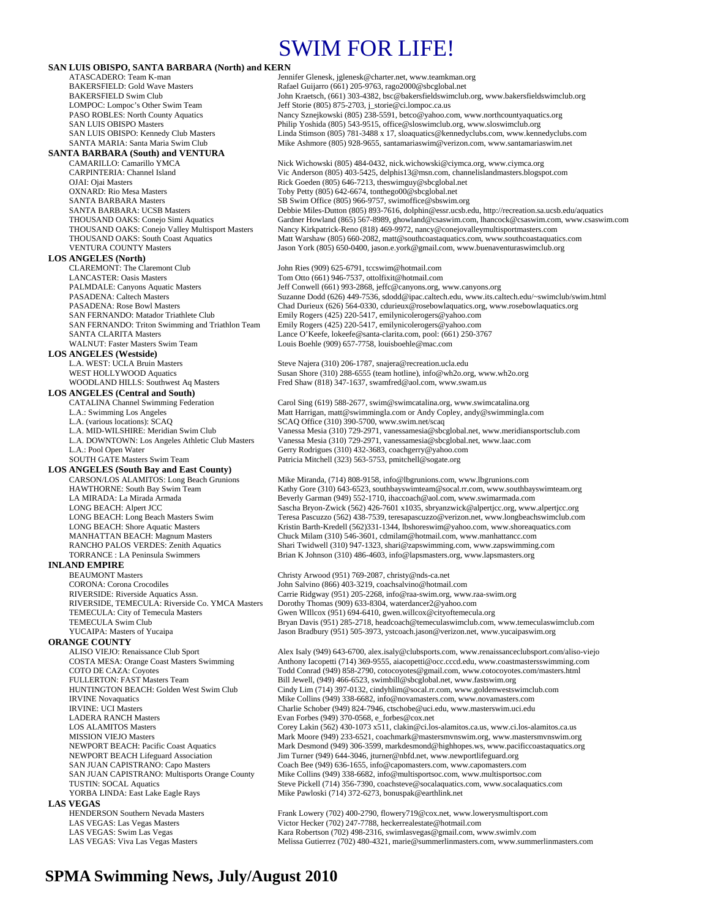# SWIM FOR LIFE!

**SAN LUIS OBISPO, SANTA BARBARA (North) and KERN**

- ATASCADERO: Team K-man — Jennifer Glenesk, jglenesk@charter.net, www.teamkman.org
- BAKERSFIELD: Gold Wave Masters — Rafael Guijarro (661) 205-9763, rago2000@sbcglobal.net
- BAKERSFIELD Swim Club — John Kraetsch, (661) 303-4382, bsc@bakersfieldswimclub.org, www.bakersfieldswimclub.org
- LOMPOC: Lompoc's Other Swim Team — Jeff Storie (805) 875-2703, j_storie@ci.lompoc.ca.us
- PASO ROBLES: North County Aquatics — Nancy Sznejkowski (805) 238-5591, betco@yahoo.com, www.northcountyaquatics.org
- SAN LUIS OBISPO Masters — Philip Yoshida (805) 543-9515, office@sloswimclub.org, www.sloswimclub.org
- SAN LUIS OBISPO: Kennedy Club Masters — Linda Stimson (805) 781-3488 x 17, sloaquatics@kennedyclubs.com, www.kennedyclubs.com
- SANTA MARIA: Santa Maria Swim Club — Mike Ashmore (805) 928-9655, santamariaswim@verizon.com, www.santamariaswim.net

**SANTA BARBARA (South) and VENTURA**

- CAMARILLO: Camarillo YMCA — Nick Wichowski (805) 484-0432, nick.wichowski@ciymca.org, www.ciymca.org
- CARPINTERIA: Channel Island — Vic Anderson (805) 403-5425, delphis13@msn.com, channelislandmasters.blogspot.com
- OJAI: Ojai Masters — Rick Goeden (805) 646-7213, theswimguy@sbcglobal.net
- OXNARD: Rio Mesa Masters — Toby Petty (805) 642-6674, tonthego00@sbcglobal.net
- SANTA BARBARA Masters — SB Swim Office (805) 966-9757, swimoffice@sbswim.org
- SANTA BARBARA: UCSB Masters — Debbie Miles-Dutton (805) 893-7616, dolphin@essr.ucsb.edu, http://recreation.sa.ucsb.edu/aquatics
- THOUSAND OAKS: Conejo Simi Aquatics — Gardner Howland (865) 567-8989, ghowland@csaswim.com, lhancock@csaswim.com, www.csaswim.com
- THOUSAND OAKS: Conejo Valley Multisport Masters — Nancy Kirkpatrick-Reno (818) 469-9972, nancy@conejovalleymultisportmasters.com
- THOUSAND OAKS: South Coast Aquatics — Matt Warshaw (805) 660-2082, matt@southcoastaquatics.com, www.southcoastaquatics.com
- VENTURA COUNTY Masters — Jason York (805) 650-0400, jason.e.york@gmail.com, www.buenaventuraswimclub.org

**LOS ANGELES (North)**

- CLAREMONT: The Claremont Club — John Ries (909) 625-6791, tccswim@hotmail.com
- LANCASTER: Oasis Masters — Tom Otto (661) 946-7537, ottolfixit@hotmail.com
- PALMDALE: Canyons Aquatic Masters — Jeff Conwell (661) 993-2868, jeffc@canyons.org, www.canyons.org
- PASADENA: Caltech Masters — Suzanne Dodd (626) 449-7536, sdodd@ipac.caltech.edu, www.its.caltech.edu/~swimclub/swim.html
- PASADENA: Rose Bowl Masters — Chad Durieux (626) 564-0330, cdurieux@rosebowlaquatics.org, www.rosebowlaquatics.org
- SAN FERNANDO: Matador Triathlete Club — Emily Rogers (425) 220-5417, emilynicolerogers@yahoo.com
- SAN FERNANDO: Triton Swimming and Triathlon Team — Emily Rogers (425) 220-5417, emilynicolerogers@yahoo.com
- SANTA CLARITA Masters — Lance O'Keefe, lokeefe@santa-clarita.com, pool: (661) 250-3767
- WALNUT: Faster Masters Swim Team — Louis Boehle (909) 657-7758, louisboehle@mac.com

**LOS ANGELES (Westside)**

- L.A. WEST: UCLA Bruin Masters — Steve Najera (310) 206-1787, snajera@recreation.ucla.edu
- WEST HOLLYWOOD Aquatics — Susan Shore (310) 288-6555 (team hotline), info@wh2o.org, www.wh2o.org
- WOODLAND HILLS: Southwest Aq Masters — Fred Shaw (818) 347-1637, swamfred@aol.com, www.swam.us

**LOS ANGELES (Central and South)**

- CATALINA Channel Swimming Federation — Carol Sing (619) 588-2677, swim@swimcatalina.org, www.swimcatalina.org
- L.A.: Swimming Los Angeles — Matt Harrigan, matt@swimmingla.com or Andy Copley, andy@swimmingla.com
- L.A. (various locations): SCAQ — SCAQ Office (310) 390-5700, www.swim.net/scaq
- L.A. MID-WILSHIRE: Meridian Swim Club — Vanessa Mesia (310) 729-2971, vanessamesia@sbcglobal.net, www.meridiansportsclub.com
- L.A. DOWNTOWN: Los Angeles Athletic Club Masters — Vanessa Mesia (310) 729-2971, vanessamesia@sbcglobal.net, www.laac.com
- L.A.: Pool Open Water — Gerry Rodrigues (310) 432-3683, coachgerry@yahoo.com
- SOUTH GATE Masters Swim Team — Patricia Mitchell (323) 563-5753, pmitchell@sogate.org

**LOS ANGELES (South Bay and East County)**

- CARSON/LOS ALAMITOS: Long Beach Grunions — Mike Miranda, (714) 808-9158, info@lbgrunions.com, www.lbgrunions.com
- HAWTHORNE: South Bay Swim Team — Kathy Gore (310) 643-6523, southbayswimteam@socal.rr.com, www.southbayswimteam.org
- LA MIRADA: La Mirada Armada — Beverly Garman (949) 552-1710, ihaccoach@aol.com, www.swimarmada.com
- LONG BEACH: Alpert JCC — Sascha Bryon-Zwick (562) 426-7601 x1035, sbryanzwick@alpertjcc.org, www.alpertjcc.org
- LONG BEACH: Long Beach Masters Swim — Teresa Pascuzzo (562) 438-7539, teresapascuzzo@verizon.net, www.longbeachswimclub.com
- LONG BEACH: Shore Aquatic Masters — Kristin Barth-Kredell (562)331-1344, lbshoreswim@yahoo.com, www.shoreaquatics.com
- MANHATTAN BEACH: Magnum Masters — Chuck Milam (310) 546-3601, cdmilam@hotmail.com, www.manhattancc.com
- RANCHO PALOS VERDES: Zenith Aquatics — Shari Twidwell (310) 947-1323, shari@zapswimming.com, www.zapswimming.com
- TORRANCE : LA Peninsula Swimmers — Brian K Johnson (310) 486-4603, info@lapsmasters.org, www.lapsmasters.org

**INLAND EMPIRE**

- BEAUMONT Masters — Christy Arwood (951) 769-2087, christy@nds-ca.net
- CORONA: Corona Crocodiles — John Salvino (866) 403-3219, coachsalvino@hotmail.com
- RIVERSIDE: Riverside Aquatics Assn. — Carrie Ridgway (951) 205-2268, info@raa-swim.org, www.raa-swim.org
- RIVERSIDE, TEMECULA: Riverside Co. YMCA Masters — Dorothy Thomas (909) 633-8304, waterdancer2@yahoo.com
- TEMECULA: City of Temecula Masters — Gwen WIllcox (951) 694-6410, gwen.willcox@cityoftemecula.org
- TEMECULA Swim Club — Bryan Davis (951) 285-2718, headcoach@temeculaswimclub.com, www.temeculaswimclub.com
- YUCAIPA: Masters of Yucaipa — Jason Bradbury (951) 505-3973, ystcoach.jason@verizon.net, www.yucaipaswim.org

**ORANGE COUNTY**

- ALISO VIEJO: Renaissance Club Sport — Alex Isaly (949) 643-6700, alex.isaly@clubsports.com, www.renaissanceclubsport.com/aliso-viejo
- COSTA MESA: Orange Coast Masters Swimming — Anthony Iacopetti (714) 369-9555, aiacopetti@occ.cccd.edu, www.coastmastersswimming.com
- COTO DE CAZA: Coyotes — Todd Conrad (949) 858-2790, cotocoyotes@gmail.com, www.cotocoyotes.com/masters.html
- FULLERTON: FAST Masters Team — Bill Jewell, (949) 466-6523, swimbill@sbcglobal.net, www.fastswim.org
- HUNTINGTON BEACH: Golden West Swim Club — Cindy Lim (714) 397-0132, cindyhlim@socal.rr.com, www.goldenwestswimclub.com
- IRVINE Novaquatics — Mike Collins (949) 338-6682, info@novamasters.com, www.novamasters.com
- IRVINE: UCI Masters — Charlie Schober (949) 824-7946, ctschobe@uci.edu, www.masterswim.uci.edu
- LADERA RANCH Masters — Evan Forbes (949) 370-0568, e_forbes@cox.net
- LOS ALAMITOS Masters — Corey Lakin (562) 430-1073 x511, clakin@ci.los-alamitos.ca.us, www.ci.los-alamitos.ca.us
- MISSION VIEJO Masters — Mark Moore (949) 233-6521, coachmark@mastersmvnswim.org, www.mastersmvnswim.org
- NEWPORT BEACH: Pacific Coast Aquatics — Mark Desmond (949) 306-3599, markdesmond@highhopes.ws, www.pacificcoastaquatics.org
- NEWPORT BEACH Lifeguard Association — Jim Turner (949) 644-3046, jturner@nbfd.net, www.newportlifeguard.org
- SAN JUAN CAPISTRANO: Capo Masters — Coach Bee (949) 636-1655, info@capomasters.com, www.capomasters.com
- SAN JUAN CAPISTRANO: Multisports Orange County — Mike Collins (949) 338-6682, info@multisportsoc.com, www.multisportsoc.com
- TUSTIN: SOCAL Aquatics — Steve Pickell (714) 356-7390, coachsteve@socalaquatics.com, www.socalaquatics.com
- YORBA LINDA: East Lake Eagle Rays — Mike Pawloski (714) 372-6273, bonuspak@earthlink.net

**LAS VEGAS**

- HENDERSON Southern Nevada Masters — Frank Lowery (702) 400-2790, flowery719@cox.net, www.lowerysmultisport.com
- LAS VEGAS: Las Vegas Masters — Victor Hecker (702) 247-7788, heckerrealestate@hotmail.com
- LAS VEGAS: Swim Las Vegas — Kara Robertson (702) 498-2316, swimlasvegas@gmail.com, www.swimlv.com
- LAS VEGAS: Viva Las Vegas Masters — Melissa Gutierrez (702) 480-4321, marie@summerlinmasters.com, www.summerlinmasters.com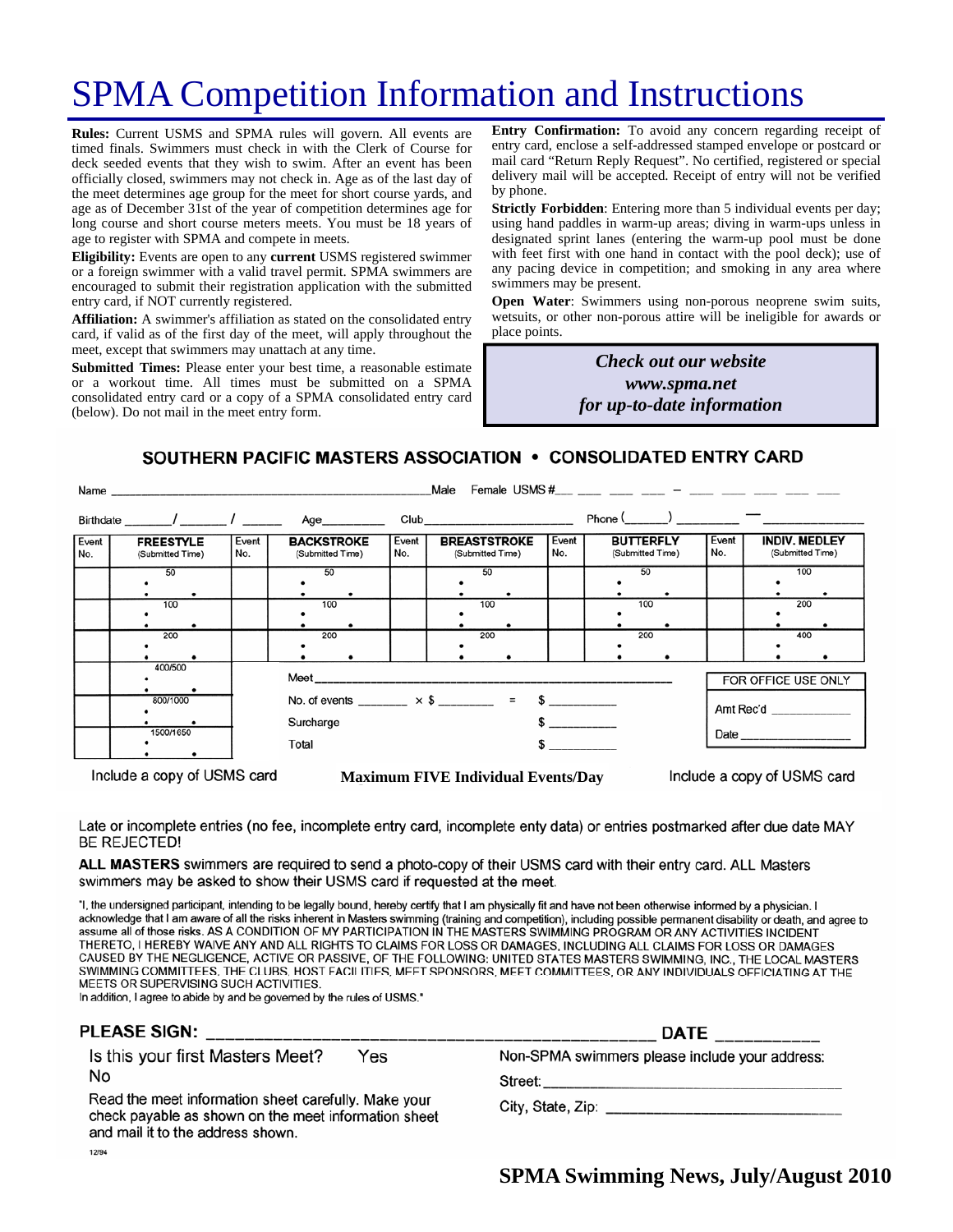# SPMA Competition Information and Instructions

**Rules:** Current USMS and SPMA rules will govern. All events are timed finals. Swimmers must check in with the Clerk of Course for deck seeded events that they wish to swim. After an event has been officially closed, swimmers may not check in. Age as of the last day of the meet determines age group for the meet for short course yards, and age as of December 31st of the year of competition determines age for long course and short course meters meets. You must be 18 years of age to register with SPMA and compete in meets.

**Eligibility:** Events are open to any **current** USMS registered swimmer or a foreign swimmer with a valid travel permit. SPMA swimmers are encouraged to submit their registration application with the submitted entry card, if NOT currently registered.

**Affiliation:** A swimmer's affiliation as stated on the consolidated entry card, if valid as of the first day of the meet, will apply throughout the meet, except that swimmers may unattach at any time.

**Submitted Times:** Please enter your best time, a reasonable estimate or a workout time. All times must be submitted on a SPMA consolidated entry card or a copy of a SPMA consolidated entry card (below). Do not mail in the meet entry form.

**Entry Confirmation:** To avoid any concern regarding receipt of entry card, enclose a self-addressed stamped envelope or postcard or mail card "Return Reply Request". No certified, registered or special delivery mail will be accepted. Receipt of entry will not be verified by phone.

**Strictly Forbidden**: Entering more than 5 individual events per day; using hand paddles in warm-up areas; diving in warm-ups unless in designated sprint lanes (entering the warm-up pool must be done with feet first with one hand in contact with the pool deck); use of any pacing device in competition; and smoking in any area where swimmers may be present.

**Open Water**: Swimmers using non-porous neoprene swim suits, wetsuits, or other non-porous attire will be ineligible for awards or place points.

***Check out our website***
***www.spma.net***
***for up-to-date information***

## SOUTHERN PACIFIC MASTERS ASSOCIATION • CONSOLIDATED ENTRY CARD

Name ______________________ Male Female USMS #___ ___ ___ ___ – ___ ___ ___ ___ ___

Birthdate ____/____/____ Age_______ Club________________ Phone (____) ________ — __________

| Event No. | FREESTYLE (Submitted Time) | Event No. | BACKSTROKE (Submitted Time) | Event No. | BREASTSTROKE (Submitted Time) | Event No. | BUTTERFLY (Submitted Time) | Event No. | INDIV. MEDLEY (Submitted Time) |
|---|---|---|---|---|---|---|---|---|---|
| | 50 | | 50 | | 50 | | 50 | | 100 |
| | 100 | | 100 | | 100 | | 100 | | 200 |
| | 200 | | 200 | | 200 | | 200 | | 400 |
| | 400/500 | | | | | | | | |
| | 800/1000 | | | | | | | | |
| | 1500/1650 | | | | | | | | |

Meet ______________________________

No. of events _______ × $ _______ = $ _________

Surcharge $ _________

Total $ _________

FOR OFFICE USE ONLY

Amt Rec'd ___________

Date ___________

Include a copy of USMS card **Maximum FIVE Individual Events/Day** Include a copy of USMS card

Late or incomplete entries (no fee, incomplete entry card, incomplete enty data) or entries postmarked after due date MAY BE REJECTED!

**ALL MASTERS** swimmers are required to send a photo-copy of their USMS card with their entry card. ALL Masters swimmers may be asked to show their USMS card if requested at the meet.

"I, the undersigned participant, intending to be legally bound, hereby certify that I am physically fit and have not been otherwise informed by a physician. I acknowledge that I am aware of all the risks inherent in Masters swimming (training and competition), including possible permanent disability or death, and agree to assume all of those risks. AS A CONDITION OF MY PARTICIPATION IN THE MASTERS SWIMMING PROGRAM OR ANY ACTIVITIES INCIDENT THERETO, I HEREBY WAIVE ANY AND ALL RIGHTS TO CLAIMS FOR LOSS OR DAMAGES, INCLUDING ALL CLAIMS FOR LOSS OR DAMAGES CAUSED BY THE NEGLIGENCE, ACTIVE OR PASSIVE, OF THE FOLLOWING: UNITED STATES MASTERS SWIMMING, INC., THE LOCAL MASTERS SWIMMING COMMITTEES, THE CLUBS, HOST FACILITIES, MEET SPONSORS, MEET COMMITTEES, OR ANY INDIVIDUALS OFFICIATING AT THE MEETS OR SUPERVISING SUCH ACTIVITIES.
In addition, I agree to abide by and be governed by the rules of USMS."

**PLEASE SIGN:** ______________________________ **DATE** __________

Is this your first Masters Meet? Yes No

Read the meet information sheet carefully. Make your check payable as shown on the meet information sheet and mail it to the address shown.

Non-SPMA swimmers please include your address:

Street: ______________________________

City, State, Zip: ______________________

12/94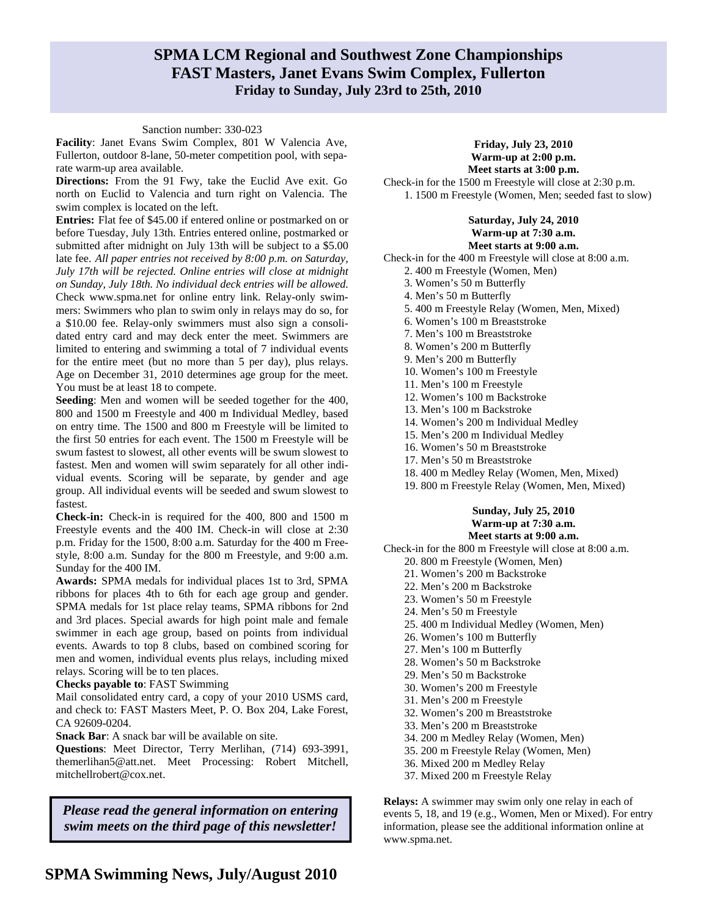# SPMA LCM Regional and Southwest Zone Championships
## FAST Masters, Janet Evans Swim Complex, Fullerton
### Friday to Sunday, July 23rd to 25th, 2010

Sanction number: 330-023

**Facility**: Janet Evans Swim Complex, 801 W Valencia Ave, Fullerton, outdoor 8-lane, 50-meter competition pool, with separate warm-up area available.

**Directions:** From the 91 Fwy, take the Euclid Ave exit. Go north on Euclid to Valencia and turn right on Valencia. The swim complex is located on the left.

**Entries:** Flat fee of $45.00 if entered online or postmarked on or before Tuesday, July 13th. Entries entered online, postmarked or submitted after midnight on July 13th will be subject to a $5.00 late fee. *All paper entries not received by 8:00 p.m. on Saturday, July 17th will be rejected. Online entries will close at midnight on Sunday, July 18th. No individual deck entries will be allowed.* Check www.spma.net for online entry link. Relay-only swimmers: Swimmers who plan to swim only in relays may do so, for a $10.00 fee. Relay-only swimmers must also sign a consolidated entry card and may deck enter the meet. Swimmers are limited to entering and swimming a total of 7 individual events for the entire meet (but no more than 5 per day), plus relays. Age on December 31, 2010 determines age group for the meet. You must be at least 18 to compete.

**Seeding**: Men and women will be seeded together for the 400, 800 and 1500 m Freestyle and 400 m Individual Medley, based on entry time. The 1500 and 800 m Freestyle will be limited to the first 50 entries for each event. The 1500 m Freestyle will be swum fastest to slowest, all other events will be swum slowest to fastest. Men and women will swim separately for all other individual events. Scoring will be separate, by gender and age group. All individual events will be seeded and swum slowest to fastest.

**Check-in:** Check-in is required for the 400, 800 and 1500 m Freestyle events and the 400 IM. Check-in will close at 2:30 p.m. Friday for the 1500, 8:00 a.m. Saturday for the 400 m Freestyle, 8:00 a.m. Sunday for the 800 m Freestyle, and 9:00 a.m. Sunday for the 400 IM.

**Awards:** SPMA medals for individual places 1st to 3rd, SPMA ribbons for places 4th to 6th for each age group and gender. SPMA medals for 1st place relay teams, SPMA ribbons for 2nd and 3rd places. Special awards for high point male and female swimmer in each age group, based on points from individual events. Awards to top 8 clubs, based on combined scoring for men and women, individual events plus relays, including mixed relays. Scoring will be to ten places.

**Checks payable to**: FAST Swimming

Mail consolidated entry card, a copy of your 2010 USMS card, and check to: FAST Masters Meet, P. O. Box 204, Lake Forest, CA 92609-0204.

**Snack Bar**: A snack bar will be available on site.

**Questions**: Meet Director, Terry Merlihan, (714) 693-3991, themerlihan5@att.net. Meet Processing: Robert Mitchell, mitchellrobert@cox.net.

***Please read the general information on entering swim meets on the third page of this newsletter!***

**Friday, July 23, 2010**
**Warm-up at 2:00 p.m.**
**Meet starts at 3:00 p.m.**

Check-in for the 1500 m Freestyle will close at 2:30 p.m.

1. 1500 m Freestyle (Women, Men; seeded fast to slow)

**Saturday, July 24, 2010**
**Warm-up at 7:30 a.m.**
**Meet starts at 9:00 a.m.**

Check-in for the 400 m Freestyle will close at 8:00 a.m.

2. 400 m Freestyle (Women, Men)
3. Women's 50 m Butterfly
4. Men's 50 m Butterfly
5. 400 m Freestyle Relay (Women, Men, Mixed)
6. Women's 100 m Breaststroke
7. Men's 100 m Breaststroke
8. Women's 200 m Butterfly
9. Men's 200 m Butterfly
10. Women's 100 m Freestyle
11. Men's 100 m Freestyle
12. Women's 100 m Backstroke
13. Men's 100 m Backstroke
14. Women's 200 m Individual Medley
15. Men's 200 m Individual Medley
16. Women's 50 m Breaststroke
17. Men's 50 m Breaststroke
18. 400 m Medley Relay (Women, Men, Mixed)
19. 800 m Freestyle Relay (Women, Men, Mixed)

**Sunday, July 25, 2010**
**Warm-up at 7:30 a.m.**
**Meet starts at 9:00 a.m.**

Check-in for the 800 m Freestyle will close at 8:00 a.m.

20. 800 m Freestyle (Women, Men)
21. Women's 200 m Backstroke
22. Men's 200 m Backstroke
23. Women's 50 m Freestyle
24. Men's 50 m Freestyle
25. 400 m Individual Medley (Women, Men)
26. Women's 100 m Butterfly
27. Men's 100 m Butterfly
28. Women's 50 m Backstroke
29. Men's 50 m Backstroke
30. Women's 200 m Freestyle
31. Men's 200 m Freestyle
32. Women's 200 m Breaststroke
33. Men's 200 m Breaststroke
34. 200 m Medley Relay (Women, Men)
35. 200 m Freestyle Relay (Women, Men)
36. Mixed 200 m Medley Relay
37. Mixed 200 m Freestyle Relay

**Relays:** A swimmer may swim only one relay in each of events 5, 18, and 19 (e.g., Women, Men or Mixed). For entry information, please see the additional information online at www.spma.net.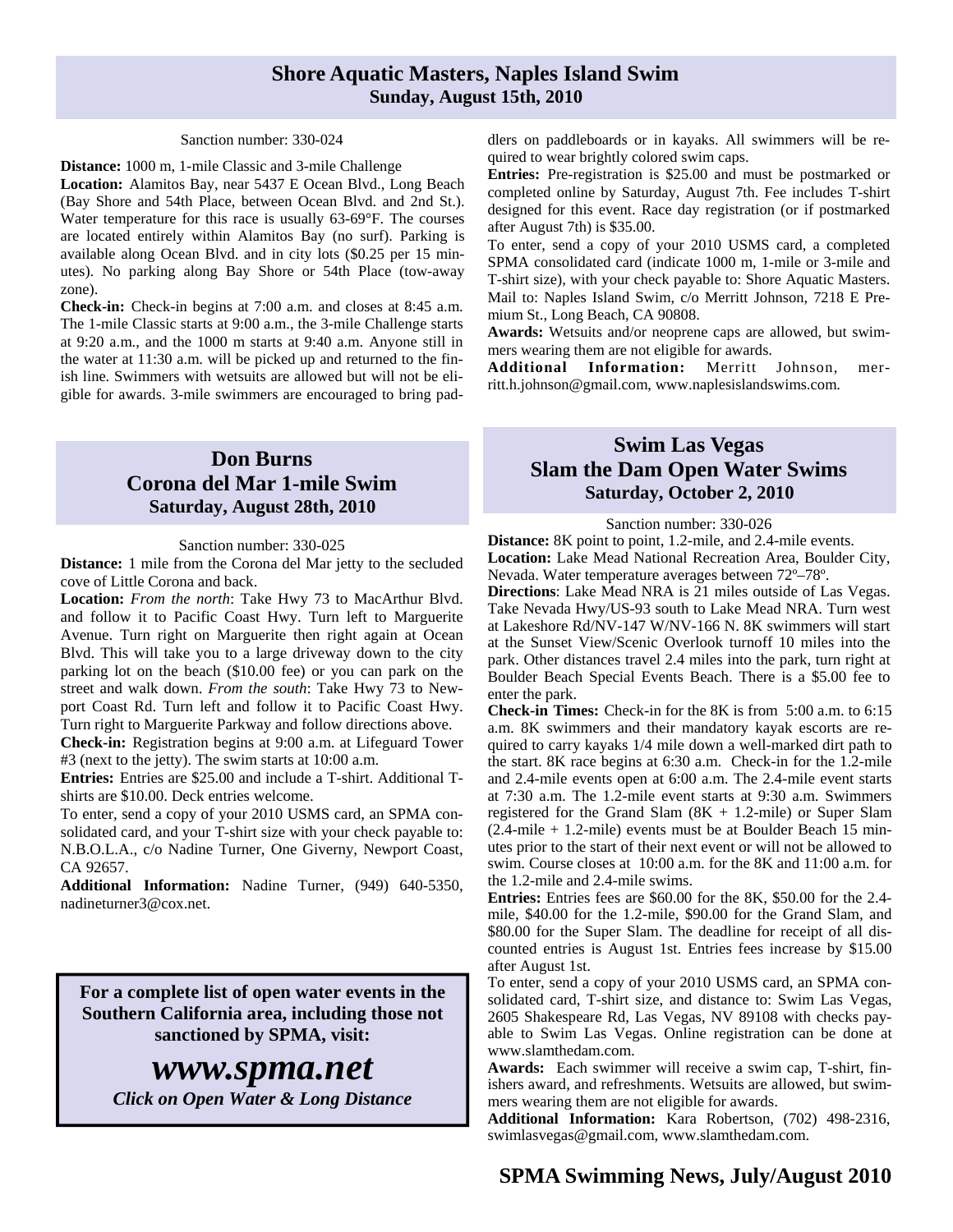## Shore Aquatic Masters, Naples Island Swim
### Sunday, August 15th, 2010

Sanction number: 330-024

**Distance:** 1000 m, 1-mile Classic and 3-mile Challenge

**Location:** Alamitos Bay, near 5437 E Ocean Blvd., Long Beach (Bay Shore and 54th Place, between Ocean Blvd. and 2nd St.). Water temperature for this race is usually 63-69°F. The courses are located entirely within Alamitos Bay (no surf). Parking is available along Ocean Blvd. and in city lots ($0.25 per 15 minutes). No parking along Bay Shore or 54th Place (tow-away zone).

**Check-in:** Check-in begins at 7:00 a.m. and closes at 8:45 a.m. The 1-mile Classic starts at 9:00 a.m., the 3-mile Challenge starts at 9:20 a.m., and the 1000 m starts at 9:40 a.m. Anyone still in the water at 11:30 a.m. will be picked up and returned to the finish line. Swimmers with wetsuits are allowed but will not be eligible for awards. 3-mile swimmers are encouraged to bring paddlers on paddleboards or in kayaks. All swimmers will be required to wear brightly colored swim caps.

**Entries:** Pre-registration is $25.00 and must be postmarked or completed online by Saturday, August 7th. Fee includes T-shirt designed for this event. Race day registration (or if postmarked after August 7th) is $35.00.

To enter, send a copy of your 2010 USMS card, a completed SPMA consolidated card (indicate 1000 m, 1-mile or 3-mile and T-shirt size), with your check payable to: Shore Aquatic Masters. Mail to: Naples Island Swim, c/o Merritt Johnson, 7218 E Premium St., Long Beach, CA 90808.

**Awards:** Wetsuits and/or neoprene caps are allowed, but swimmers wearing them are not eligible for awards.

**Additional Information:** Merritt Johnson, merritt.h.johnson@gmail.com, www.naplesislandswims.com.

## Don Burns Corona del Mar 1-mile Swim
### Saturday, August 28th, 2010

Sanction number: 330-025

**Distance:** 1 mile from the Corona del Mar jetty to the secluded cove of Little Corona and back.

**Location:** *From the north*: Take Hwy 73 to MacArthur Blvd. and follow it to Pacific Coast Hwy. Turn left to Marguerite Avenue. Turn right on Marguerite then right again at Ocean Blvd. This will take you to a large driveway down to the city parking lot on the beach ($10.00 fee) or you can park on the street and walk down. *From the south*: Take Hwy 73 to Newport Coast Rd. Turn left and follow it to Pacific Coast Hwy. Turn right to Marguerite Parkway and follow directions above.

**Check-in:** Registration begins at 9:00 a.m. at Lifeguard Tower #3 (next to the jetty). The swim starts at 10:00 a.m.

**Entries:** Entries are $25.00 and include a T-shirt. Additional T-shirts are $10.00. Deck entries welcome.

To enter, send a copy of your 2010 USMS card, an SPMA consolidated card, and your T-shirt size with your check payable to: N.B.O.L.A., c/o Nadine Turner, One Giverny, Newport Coast, CA 92657.

**Additional Information:** Nadine Turner, (949) 640-5350, nadineturner3@cox.net.

**For a complete list of open water events in the Southern California area, including those not sanctioned by SPMA, visit:**

***www.spma.net***

***Click on Open Water & Long Distance***

## Swim Las Vegas Slam the Dam Open Water Swims
### Saturday, October 2, 2010

Sanction number: 330-026

**Distance:** 8K point to point, 1.2-mile, and 2.4-mile events.

**Location:** Lake Mead National Recreation Area, Boulder City, Nevada. Water temperature averages between 72º–78º.

**Directions**: Lake Mead NRA is 21 miles outside of Las Vegas. Take Nevada Hwy/US-93 south to Lake Mead NRA. Turn west at Lakeshore Rd/NV-147 W/NV-166 N. 8K swimmers will start at the Sunset View/Scenic Overlook turnoff 10 miles into the park. Other distances travel 2.4 miles into the park, turn right at Boulder Beach Special Events Beach. There is a $5.00 fee to enter the park.

**Check-in Times:** Check-in for the 8K is from 5:00 a.m. to 6:15 a.m. 8K swimmers and their mandatory kayak escorts are required to carry kayaks 1/4 mile down a well-marked dirt path to the start. 8K race begins at 6:30 a.m. Check-in for the 1.2-mile and 2.4-mile events open at 6:00 a.m. The 2.4-mile event starts at 7:30 a.m. The 1.2-mile event starts at 9:30 a.m. Swimmers registered for the Grand Slam (8K + 1.2-mile) or Super Slam (2.4-mile + 1.2-mile) events must be at Boulder Beach 15 minutes prior to the start of their next event or will not be allowed to swim. Course closes at 10:00 a.m. for the 8K and 11:00 a.m. for the 1.2-mile and 2.4-mile swims.

**Entries:** Entries fees are $60.00 for the 8K, $50.00 for the 2.4-mile, $40.00 for the 1.2-mile, $90.00 for the Grand Slam, and $80.00 for the Super Slam. The deadline for receipt of all discounted entries is August 1st. Entries fees increase by $15.00 after August 1st.

To enter, send a copy of your 2010 USMS card, an SPMA consolidated card, T-shirt size, and distance to: Swim Las Vegas, 2605 Shakespeare Rd, Las Vegas, NV 89108 with checks payable to Swim Las Vegas. Online registration can be done at www.slamthedam.com.

**Awards:** Each swimmer will receive a swim cap, T-shirt, finishers award, and refreshments. Wetsuits are allowed, but swimmers wearing them are not eligible for awards.

**Additional Information:** Kara Robertson, (702) 498-2316, swimlasvegas@gmail.com, www.slamthedam.com.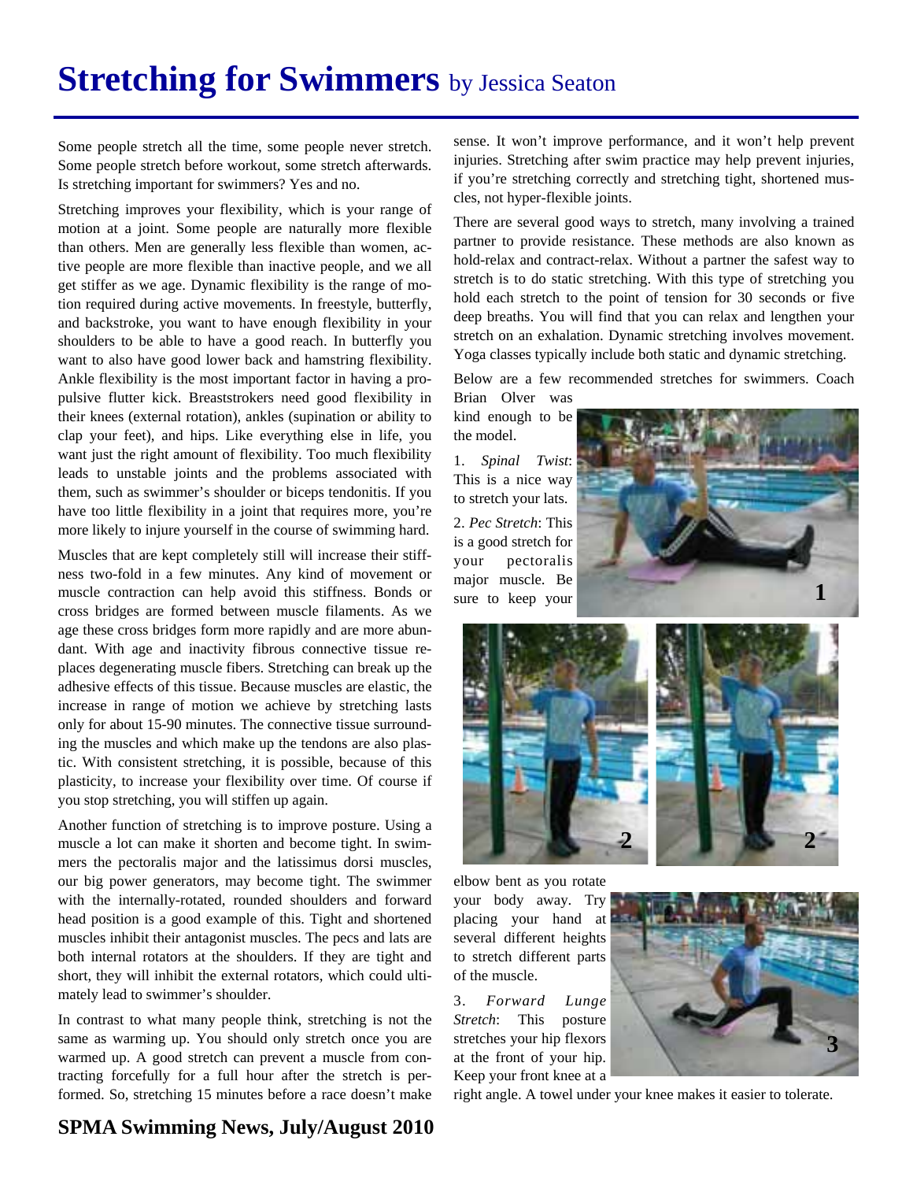# Stretching for Swimmers by Jessica Seaton

Some people stretch all the time, some people never stretch. Some people stretch before workout, some stretch afterwards. Is stretching important for swimmers? Yes and no.

Stretching improves your flexibility, which is your range of motion at a joint. Some people are naturally more flexible than others. Men are generally less flexible than women, active people are more flexible than inactive people, and we all get stiffer as we age. Dynamic flexibility is the range of motion required during active movements. In freestyle, butterfly, and backstroke, you want to have enough flexibility in your shoulders to be able to have a good reach. In butterfly you want to also have good lower back and hamstring flexibility. Ankle flexibility is the most important factor in having a propulsive flutter kick. Breaststrokers need good flexibility in their knees (external rotation), ankles (supination or ability to clap your feet), and hips. Like everything else in life, you want just the right amount of flexibility. Too much flexibility leads to unstable joints and the problems associated with them, such as swimmer's shoulder or biceps tendonitis. If you have too little flexibility in a joint that requires more, you're more likely to injure yourself in the course of swimming hard.

Muscles that are kept completely still will increase their stiffness two-fold in a few minutes. Any kind of movement or muscle contraction can help avoid this stiffness. Bonds or cross bridges are formed between muscle filaments. As we age these cross bridges form more rapidly and are more abundant. With age and inactivity fibrous connective tissue replaces degenerating muscle fibers. Stretching can break up the adhesive effects of this tissue. Because muscles are elastic, the increase in range of motion we achieve by stretching lasts only for about 15-90 minutes. The connective tissue surrounding the muscles and which make up the tendons are also plastic. With consistent stretching, it is possible, because of this plasticity, to increase your flexibility over time. Of course if you stop stretching, you will stiffen up again.

Another function of stretching is to improve posture. Using a muscle a lot can make it shorten and become tight. In swimmers the pectoralis major and the latissimus dorsi muscles, our big power generators, may become tight. The swimmer with the internally-rotated, rounded shoulders and forward head position is a good example of this. Tight and shortened muscles inhibit their antagonist muscles. The pecs and lats are both internal rotators at the shoulders. If they are tight and short, they will inhibit the external rotators, which could ultimately lead to swimmer's shoulder.

In contrast to what many people think, stretching is not the same as warming up. You should only stretch once you are warmed up. A good stretch can prevent a muscle from contracting forcefully for a full hour after the stretch is performed. So, stretching 15 minutes before a race doesn't make sense. It won't improve performance, and it won't help prevent injuries. Stretching after swim practice may help prevent injuries, if you're stretching correctly and stretching tight, shortened muscles, not hyper-flexible joints.

There are several good ways to stretch, many involving a trained partner to provide resistance. These methods are also known as hold-relax and contract-relax. Without a partner the safest way to stretch is to do static stretching. With this type of stretching you hold each stretch to the point of tension for 30 seconds or five deep breaths. You will find that you can relax and lengthen your stretch on an exhalation. Dynamic stretching involves movement. Yoga classes typically include both static and dynamic stretching.

Below are a few recommended stretches for swimmers. Coach Brian Olver was kind enough to be the model.

1. *Spinal Twist*: This is a nice way to stretch your lats.

2. *Pec Stretch*: This is a good stretch for your pectoralis major muscle. Be sure to keep your elbow bent as you rotate your body away. Try placing your hand at several different heights to stretch different parts of the muscle.

3. *Forward Lunge Stretch*: This posture stretches your hip flexors at the front of your hip. Keep your front knee at a right angle. A towel under your knee makes it easier to tolerate.

**SPMA Swimming News, July/August 2010**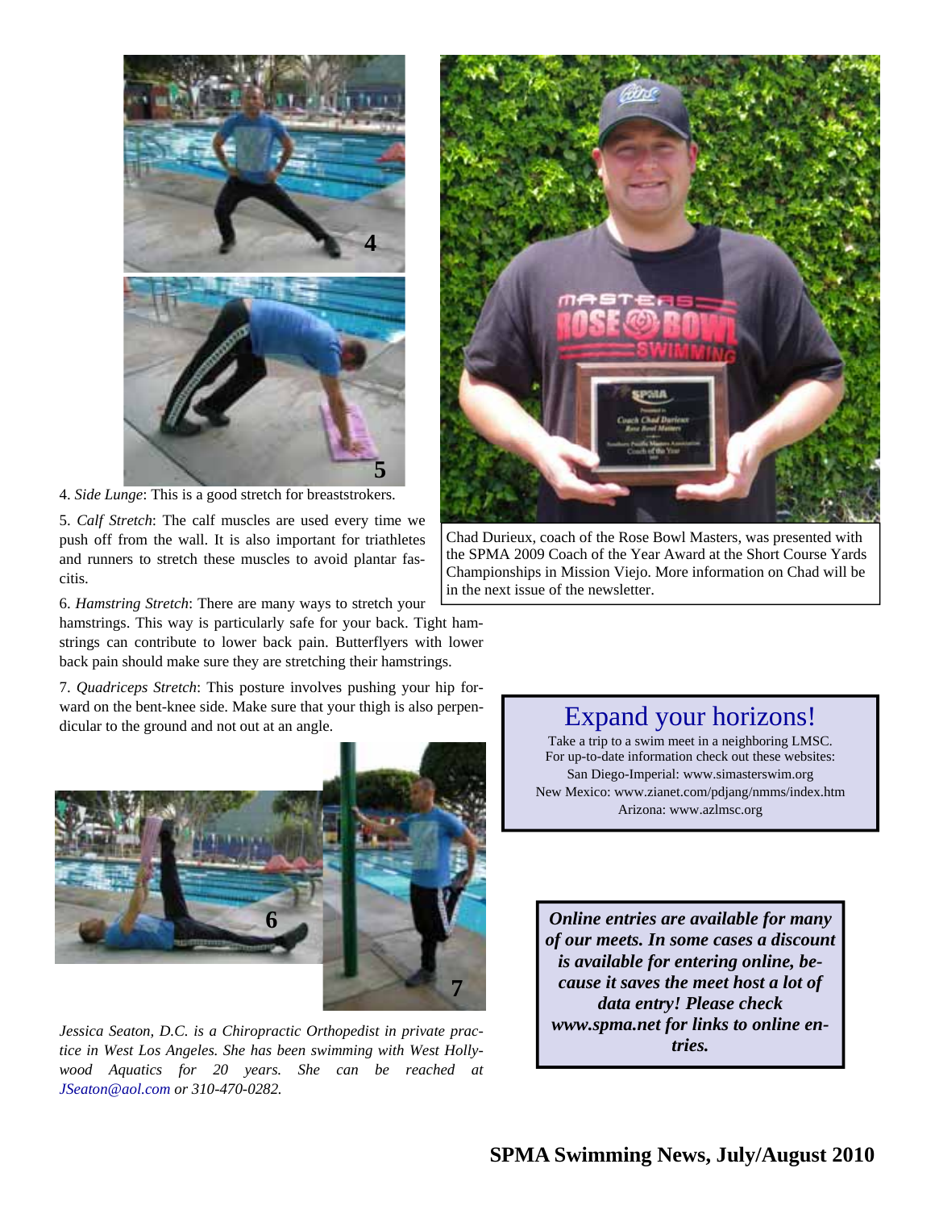4. *Side Lunge*: This is a good stretch for breaststrokers.

5. *Calf Stretch*: The calf muscles are used every time we push off from the wall. It is also important for triathletes and runners to stretch these muscles to avoid plantar fascitis.

6. *Hamstring Stretch*: There are many ways to stretch your hamstrings. This way is particularly safe for your back. Tight hamstrings can contribute to lower back pain. Butterflyers with lower back pain should make sure they are stretching their hamstrings.

7. *Quadriceps Stretch*: This posture involves pushing your hip forward on the bent-knee side. Make sure that your thigh is also perpendicular to the ground and not out at an angle.

*Jessica Seaton, D.C. is a Chiropractic Orthopedist in private practice in West Los Angeles. She has been swimming with West Hollywood Aquatics for 20 years. She can be reached at JSeaton@aol.com or 310-470-0282.*

Chad Durieux, coach of the Rose Bowl Masters, was presented with the SPMA 2009 Coach of the Year Award at the Short Course Yards Championships in Mission Viejo. More information on Chad will be in the next issue of the newsletter.

## Expand your horizons!

Take a trip to a swim meet in a neighboring LMSC.
For up-to-date information check out these websites:
San Diego-Imperial: www.simasterswim.org
New Mexico: www.zianet.com/pdjang/nmms/index.htm
Arizona: www.azlmsc.org

***Online entries are available for many of our meets. In some cases a discount is available for entering online, because it saves the meet host a lot of data entry! Please check www.spma.net for links to online entries.***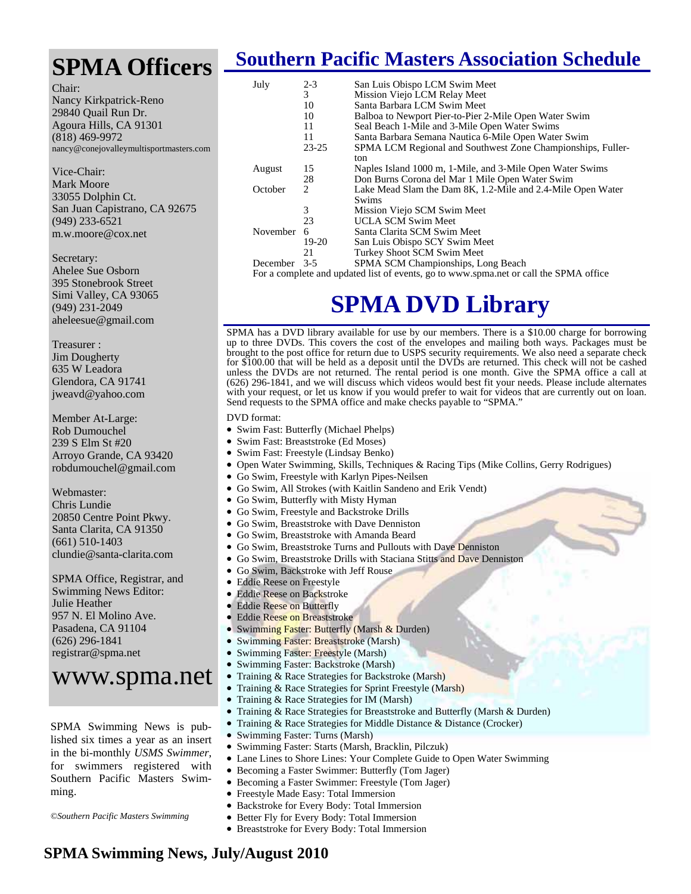# SPMA Officers

Chair:
Nancy Kirkpatrick-Reno
29840 Quail Run Dr.
Agoura Hills, CA 91301
(818) 469-9972
nancy@conejovalleymultisportmasters.com

Vice-Chair:
Mark Moore
33055 Dolphin Ct.
San Juan Capistrano, CA 92675
(949) 233-6521
m.w.moore@cox.net

Secretary:
Ahelee Sue Osborn
395 Stonebrook Street
Simi Valley, CA 93065
(949) 231-2049
aheleesue@gmail.com

Treasurer :
Jim Dougherty
635 W Leadora
Glendora, CA 91741
jweavd@yahoo.com

Member At-Large:
Rob Dumouchel
239 S Elm St #20
Arroyo Grande, CA 93420
robdumouchel@gmail.com

Webmaster:
Chris Lundie
20850 Centre Point Pkwy.
Santa Clarita, CA 91350
(661) 510-1403
clundie@santa-clarita.com

SPMA Office, Registrar, and Swimming News Editor:
Julie Heather
957 N. El Molino Ave.
Pasadena, CA 91104
(626) 296-1841
registrar@spma.net

www.spma.net

SPMA Swimming News is published six times a year as an insert in the bi-monthly *USMS Swimmer*, for swimmers registered with Southern Pacific Masters Swimming.

*©Southern Pacific Masters Swimming*

# Southern Pacific Masters Association Schedule

| | | |
|---|---|---|
| July | 2-3 | San Luis Obispo LCM Swim Meet |
| | 3 | Mission Viejo LCM Relay Meet |
| | 10 | Santa Barbara LCM Swim Meet |
| | 10 | Balboa to Newport Pier-to-Pier 2-Mile Open Water Swim |
| | 11 | Seal Beach 1-Mile and 3-Mile Open Water Swims |
| | 11 | Santa Barbara Semana Nautica 6-Mile Open Water Swim |
| | 23-25 | SPMA LCM Regional and Southwest Zone Championships, Fullerton |
| August | 15 | Naples Island 1000 m, 1-Mile, and 3-Mile Open Water Swims |
| | 28 | Don Burns Corona del Mar 1 Mile Open Water Swim |
| October | 2 | Lake Mead Slam the Dam 8K, 1.2-Mile and 2.4-Mile Open Water Swims |
| | 3 | Mission Viejo SCM Swim Meet |
| | 23 | UCLA SCM Swim Meet |
| November | 6 | Santa Clarita SCM Swim Meet |
| | 19-20 | San Luis Obispo SCY Swim Meet |
| | 21 | Turkey Shoot SCM Swim Meet |
| December | 3-5 | SPMA SCM Championships, Long Beach |

For a complete and updated list of events, go to www.spma.net or call the SPMA office

# SPMA DVD Library

SPMA has a DVD library available for use by our members. There is a $10.00 charge for borrowing up to three DVDs. This covers the cost of the envelopes and mailing both ways. Packages must be brought to the post office for return due to USPS security requirements. We also need a separate check for $100.00 that will be held as a deposit until the DVDs are returned. This check will not be cashed unless the DVDs are not returned. The rental period is one month. Give the SPMA office a call at (626) 296-1841, and we will discuss which videos would best fit your needs. Please include alternates with your request, or let us know if you would prefer to wait for videos that are currently out on loan. Send requests to the SPMA office and make checks payable to "SPMA."

DVD format:

- Swim Fast: Butterfly (Michael Phelps)
- Swim Fast: Breaststroke (Ed Moses)
- Swim Fast: Freestyle (Lindsay Benko)
- Open Water Swimming, Skills, Techniques & Racing Tips (Mike Collins, Gerry Rodrigues)
- Go Swim, Freestyle with Karlyn Pipes-Neilsen
- Go Swim, All Strokes (with Kaitlin Sandeno and Erik Vendt)
- Go Swim, Butterfly with Misty Hyman
- Go Swim, Freestyle and Backstroke Drills
- Go Swim, Breaststroke with Dave Denniston
- Go Swim, Breaststroke with Amanda Beard
- Go Swim, Breaststroke Turns and Pullouts with Dave Denniston
- Go Swim, Breaststroke Drills with Staciana Stitts and Dave Denniston
- Go Swim, Backstroke with Jeff Rouse
- Eddie Reese on Freestyle
- Eddie Reese on Backstroke
- Eddie Reese on Butterfly
- Eddie Reese on Breaststroke
- Swimming Faster: Butterfly (Marsh & Durden)
- Swimming Faster: Breaststroke (Marsh)
- Swimming Faster: Freestyle (Marsh)
- Swimming Faster: Backstroke (Marsh)
- Training & Race Strategies for Backstroke (Marsh)
- Training & Race Strategies for Sprint Freestyle (Marsh)
- Training & Race Strategies for IM (Marsh)
- Training & Race Strategies for Breaststroke and Butterfly (Marsh & Durden)
- Training & Race Strategies for Middle Distance & Distance (Crocker)
- Swimming Faster: Turns (Marsh)
- Swimming Faster: Starts (Marsh, Bracklin, Pilczuk)
- Lane Lines to Shore Lines: Your Complete Guide to Open Water Swimming
- Becoming a Faster Swimmer: Butterfly (Tom Jager)
- Becoming a Faster Swimmer: Freestyle (Tom Jager)
- Freestyle Made Easy: Total Immersion
- Backstroke for Every Body: Total Immersion
- Better Fly for Every Body: Total Immersion
- Breaststroke for Every Body: Total Immersion

**SPMA Swimming News, July/August 2010**